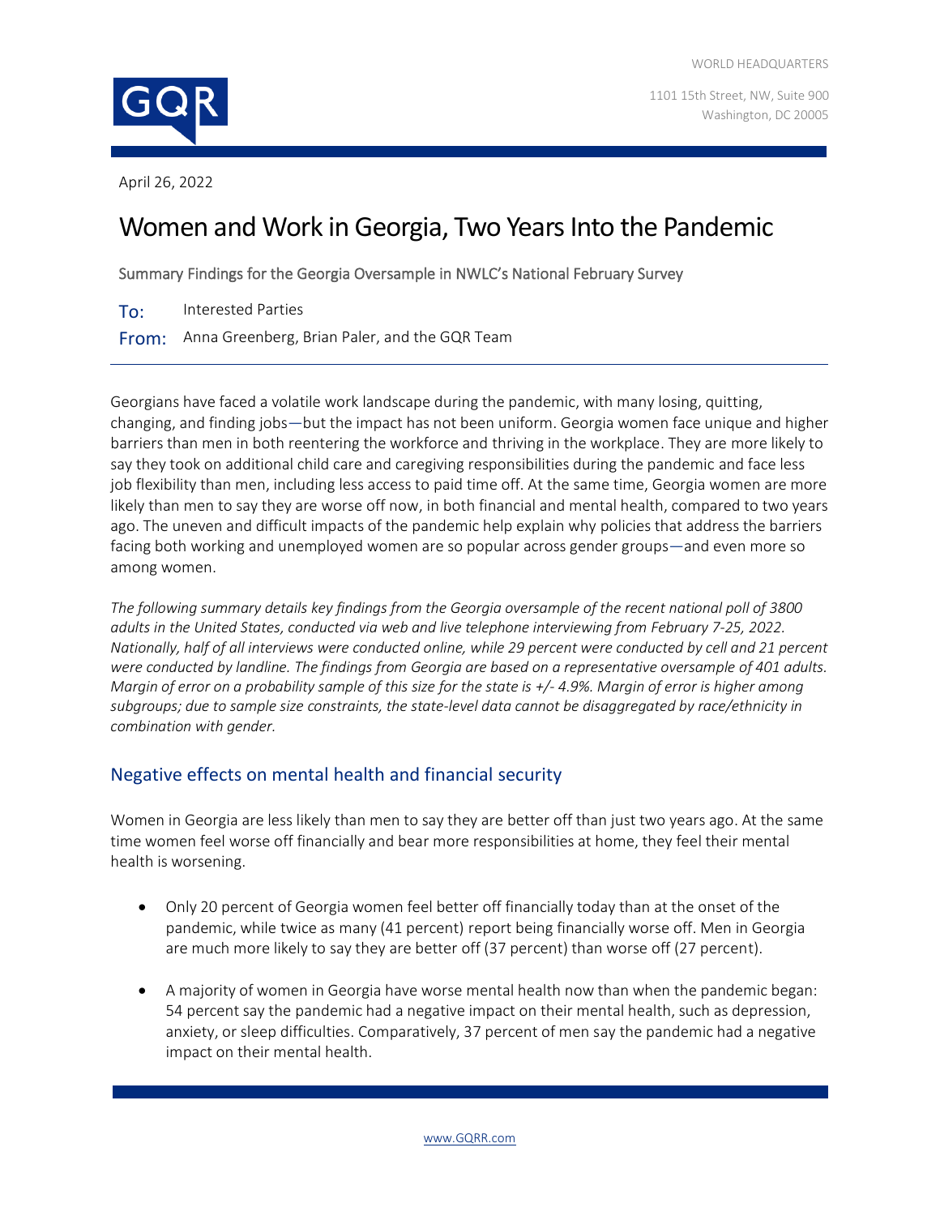WORLD HEADQUARTERS

1101 15th Street, NW, Suite 900
Washington, DC 20005

April 26, 2022

# Women and Work in Georgia, Two Years Into the Pandemic

Summary Findings for the Georgia Oversample in NWLC's National February Survey

**To:** Interested Parties

**From:** Anna Greenberg, Brian Paler, and the GQR Team

---

Georgians have faced a volatile work landscape during the pandemic, with many losing, quitting, changing, and finding jobs—but the impact has not been uniform. Georgia women face unique and higher barriers than men in both reentering the workforce and thriving in the workplace. They are more likely to say they took on additional child care and caregiving responsibilities during the pandemic and face less job flexibility than men, including less access to paid time off. At the same time, Georgia women are more likely than men to say they are worse off now, in both financial and mental health, compared to two years ago. The uneven and difficult impacts of the pandemic help explain why policies that address the barriers facing both working and unemployed women are so popular across gender groups—and even more so among women.

*The following summary details key findings from the Georgia oversample of the recent national poll of 3800 adults in the United States, conducted via web and live telephone interviewing from February 7-25, 2022. Nationally, half of all interviews were conducted online, while 29 percent were conducted by cell and 21 percent were conducted by landline. The findings from Georgia are based on a representative oversample of 401 adults. Margin of error on a probability sample of this size for the state is +/- 4.9%. Margin of error is higher among subgroups; due to sample size constraints, the state-level data cannot be disaggregated by race/ethnicity in combination with gender.*

## Negative effects on mental health and financial security

Women in Georgia are less likely than men to say they are better off than just two years ago. At the same time women feel worse off financially and bear more responsibilities at home, they feel their mental health is worsening.

- Only 20 percent of Georgia women feel better off financially today than at the onset of the pandemic, while twice as many (41 percent) report being financially worse off. Men in Georgia are much more likely to say they are better off (37 percent) than worse off (27 percent).
- A majority of women in Georgia have worse mental health now than when the pandemic began: 54 percent say the pandemic had a negative impact on their mental health, such as depression, anxiety, or sleep difficulties. Comparatively, 37 percent of men say the pandemic had a negative impact on their mental health.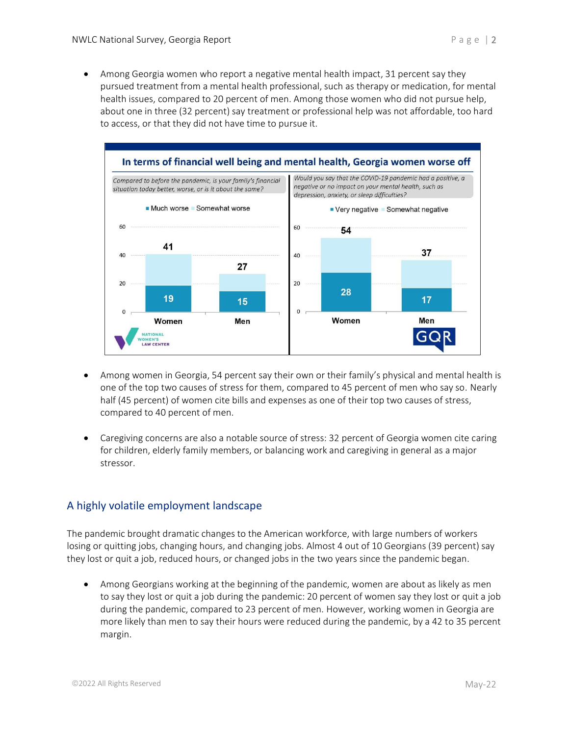- Among Georgia women who report a negative mental health impact, 31 percent say they pursued treatment from a mental health professional, such as therapy or medication, for mental health issues, compared to 20 percent of men. Among those women who did not pursue help, about one in three (32 percent) say treatment or professional help was not affordable, too hard to access, or that they did not have time to pursue it.

**In terms of financial well being and mental health, Georgia women worse off**

*Compared to before the pandemic, is your family's financial situation today better, worse, or is it about the same?*

| | Much worse | Total worse (Much + Somewhat) |
|---|---|---|
| Women | 19 | 41 |
| Men | 15 | 27 |

*Would you say that the COVID-19 pandemic had a positive, a negative or no impact on your mental health, such as depression, anxiety, or sleep difficulties?*

| | Very negative | Total negative (Very + Somewhat) |
|---|---|---|
| Women | 28 | 54 |
| Men | 17 | 37 |

- Among women in Georgia, 54 percent say their own or their family's physical and mental health is one of the top two causes of stress for them, compared to 45 percent of men who say so. Nearly half (45 percent) of women cite bills and expenses as one of their top two causes of stress, compared to 40 percent of men.

- Caregiving concerns are also a notable source of stress: 32 percent of Georgia women cite caring for children, elderly family members, or balancing work and caregiving in general as a major stressor.

## A highly volatile employment landscape

The pandemic brought dramatic changes to the American workforce, with large numbers of workers losing or quitting jobs, changing hours, and changing jobs. Almost 4 out of 10 Georgians (39 percent) say they lost or quit a job, reduced hours, or changed jobs in the two years since the pandemic began.

- Among Georgians working at the beginning of the pandemic, women are about as likely as men to say they lost or quit a job during the pandemic: 20 percent of women say they lost or quit a job during the pandemic, compared to 23 percent of men. However, working women in Georgia are more likely than men to say their hours were reduced during the pandemic, by a 42 to 35 percent margin.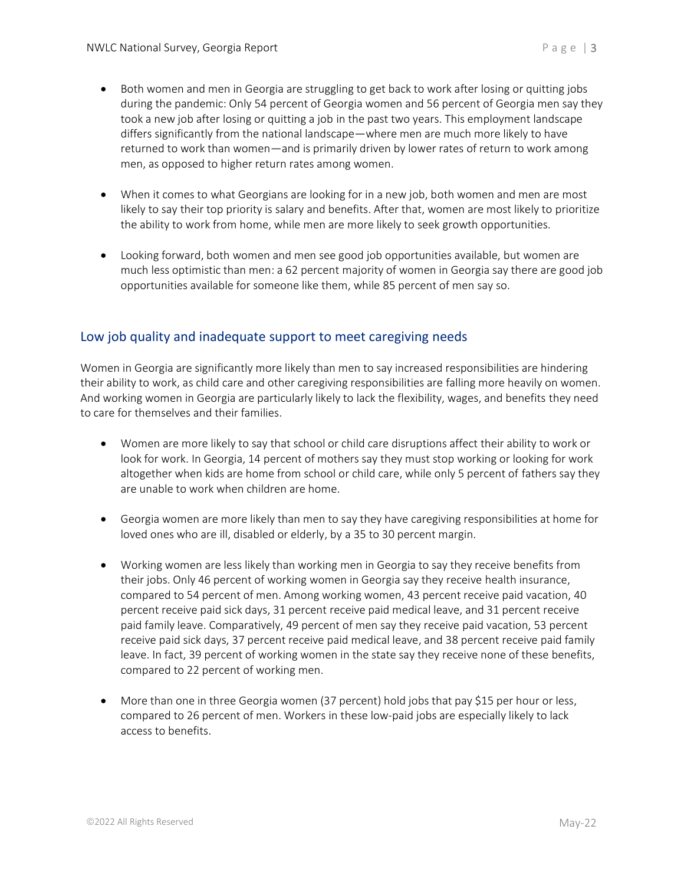- Both women and men in Georgia are struggling to get back to work after losing or quitting jobs during the pandemic: Only 54 percent of Georgia women and 56 percent of Georgia men say they took a new job after losing or quitting a job in the past two years. This employment landscape differs significantly from the national landscape—where men are much more likely to have returned to work than women—and is primarily driven by lower rates of return to work among men, as opposed to higher return rates among women.

- When it comes to what Georgians are looking for in a new job, both women and men are most likely to say their top priority is salary and benefits. After that, women are most likely to prioritize the ability to work from home, while men are more likely to seek growth opportunities.

- Looking forward, both women and men see good job opportunities available, but women are much less optimistic than men: a 62 percent majority of women in Georgia say there are good job opportunities available for someone like them, while 85 percent of men say so.

## Low job quality and inadequate support to meet caregiving needs

Women in Georgia are significantly more likely than men to say increased responsibilities are hindering their ability to work, as child care and other caregiving responsibilities are falling more heavily on women. And working women in Georgia are particularly likely to lack the flexibility, wages, and benefits they need to care for themselves and their families.

- Women are more likely to say that school or child care disruptions affect their ability to work or look for work. In Georgia, 14 percent of mothers say they must stop working or looking for work altogether when kids are home from school or child care, while only 5 percent of fathers say they are unable to work when children are home.

- Georgia women are more likely than men to say they have caregiving responsibilities at home for loved ones who are ill, disabled or elderly, by a 35 to 30 percent margin.

- Working women are less likely than working men in Georgia to say they receive benefits from their jobs. Only 46 percent of working women in Georgia say they receive health insurance, compared to 54 percent of men. Among working women, 43 percent receive paid vacation, 40 percent receive paid sick days, 31 percent receive paid medical leave, and 31 percent receive paid family leave. Comparatively, 49 percent of men say they receive paid vacation, 53 percent receive paid sick days, 37 percent receive paid medical leave, and 38 percent receive paid family leave. In fact, 39 percent of working women in the state say they receive none of these benefits, compared to 22 percent of working men.

- More than one in three Georgia women (37 percent) hold jobs that pay $15 per hour or less, compared to 26 percent of men. Workers in these low-paid jobs are especially likely to lack access to benefits.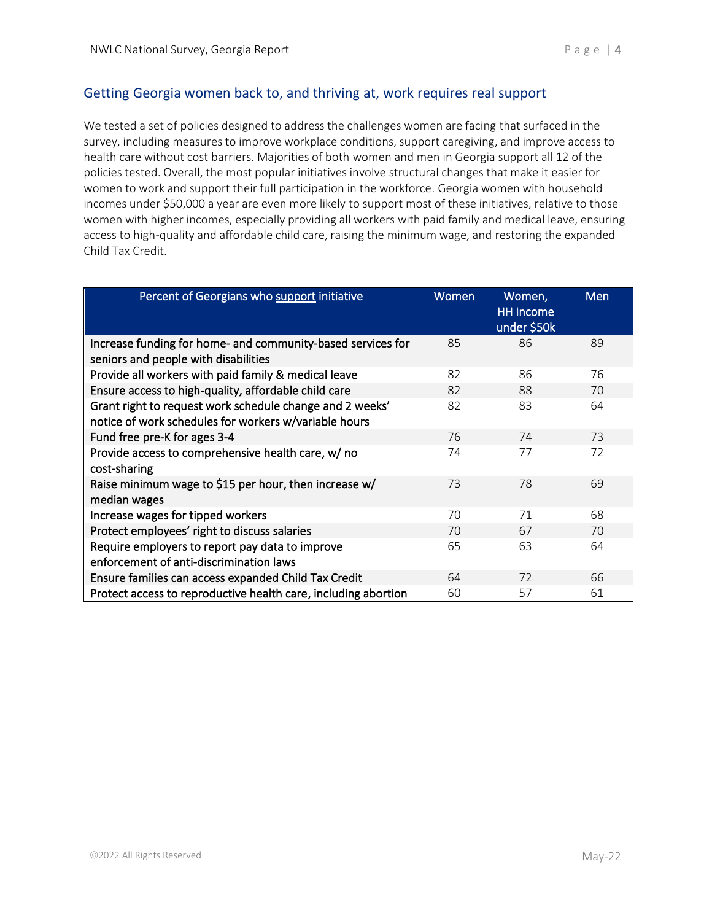## Getting Georgia women back to, and thriving at, work requires real support

We tested a set of policies designed to address the challenges women are facing that surfaced in the survey, including measures to improve workplace conditions, support caregiving, and improve access to health care without cost barriers. Majorities of both women and men in Georgia support all 12 of the policies tested. Overall, the most popular initiatives involve structural changes that make it easier for women to work and support their full participation in the workforce. Georgia women with household incomes under $50,000 a year are even more likely to support most of these initiatives, relative to those women with higher incomes, especially providing all workers with paid family and medical leave, ensuring access to high-quality and affordable child care, raising the minimum wage, and restoring the expanded Child Tax Credit.

| Percent of Georgians who support initiative | Women | Women, HH income under $50k | Men |
|---|---|---|---|
| Increase funding for home- and community-based services for seniors and people with disabilities | 85 | 86 | 89 |
| Provide all workers with paid family & medical leave | 82 | 86 | 76 |
| Ensure access to high-quality, affordable child care | 82 | 88 | 70 |
| Grant right to request work schedule change and 2 weeks' notice of work schedules for workers w/variable hours | 82 | 83 | 64 |
| Fund free pre-K for ages 3-4 | 76 | 74 | 73 |
| Provide access to comprehensive health care, w/ no cost-sharing | 74 | 77 | 72 |
| Raise minimum wage to $15 per hour, then increase w/ median wages | 73 | 78 | 69 |
| Increase wages for tipped workers | 70 | 71 | 68 |
| Protect employees' right to discuss salaries | 70 | 67 | 70 |
| Require employers to report pay data to improve enforcement of anti-discrimination laws | 65 | 63 | 64 |
| Ensure families can access expanded Child Tax Credit | 64 | 72 | 66 |
| Protect access to reproductive health care, including abortion | 60 | 57 | 61 |